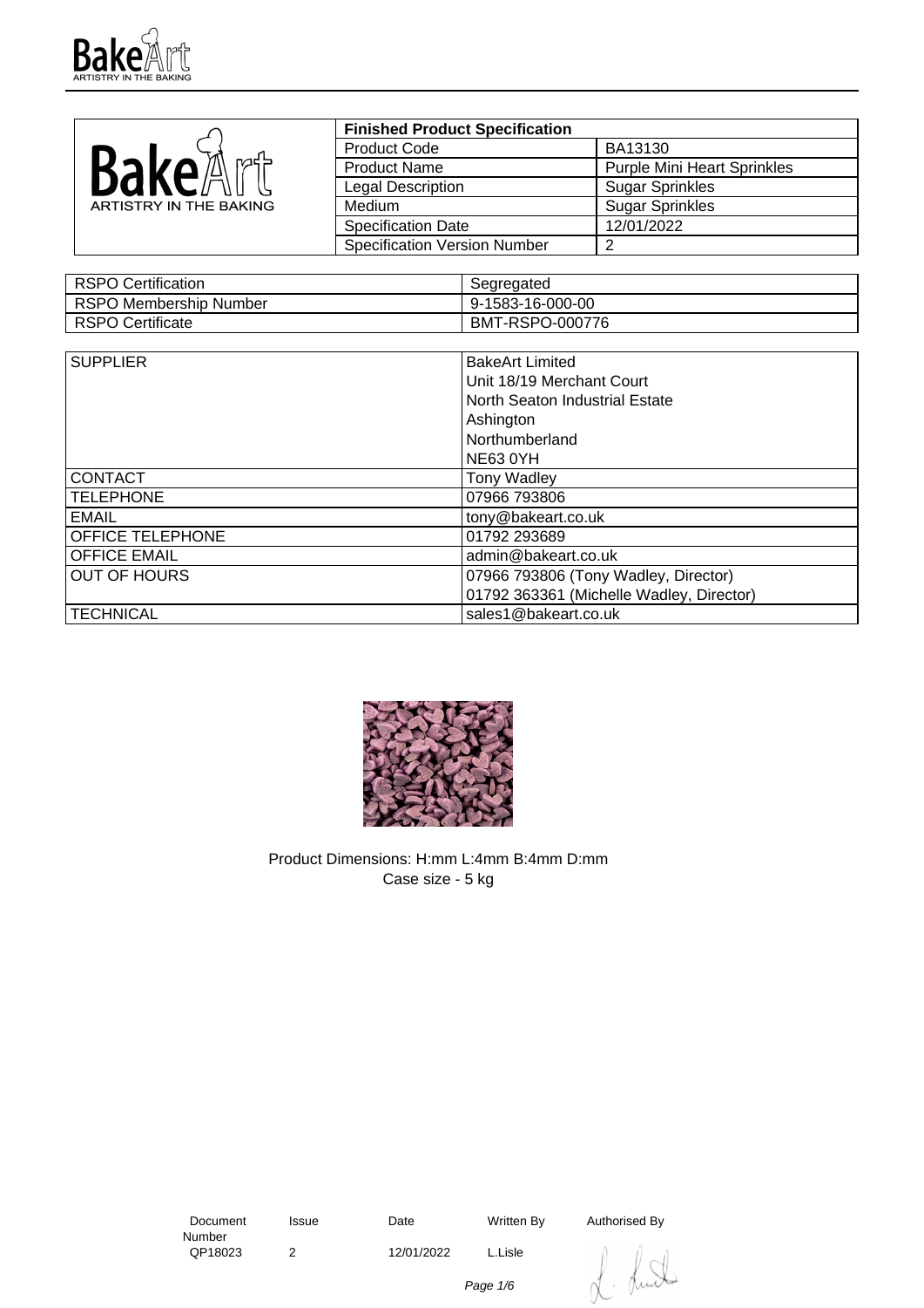| Finished Product Specification | |
|---|---|
| Product Code | BA13130 |
| Product Name | Purple Mini Heart Sprinkles |
| Legal Description | Sugar Sprinkles |
| Medium | Sugar Sprinkles |
| Specification Date | 12/01/2022 |
| Specification Version Number | 2 |

| RSPO Certification | Segregated |
|---|---|
| RSPO Membership Number | 9-1583-16-000-00 |
| RSPO Certificate | BMT-RSPO-000776 |

| SUPPLIER | BakeArt Limited<br>Unit 18/19 Merchant Court<br>North Seaton Industrial Estate<br>Ashington<br>Northumberland<br>NE63 0YH |
|---|---|
| CONTACT | Tony Wadley |
| TELEPHONE | 07966 793806 |
| EMAIL | tony@bakeart.co.uk |
| OFFICE TELEPHONE | 01792 293689 |
| OFFICE EMAIL | admin@bakeart.co.uk |
| OUT OF HOURS | 07966 793806 (Tony Wadley, Director)<br>01792 363361 (Michelle Wadley, Director) |
| TECHNICAL | sales1@bakeart.co.uk |

Product Dimensions: H:mm L:4mm B:4mm D:mm
Case size - 5 kg

| Document Number | Issue | Date | Written By | Authorised By |
|---|---|---|---|---|
| QP18023 | 2 | 12/01/2022 | L.Lisle | |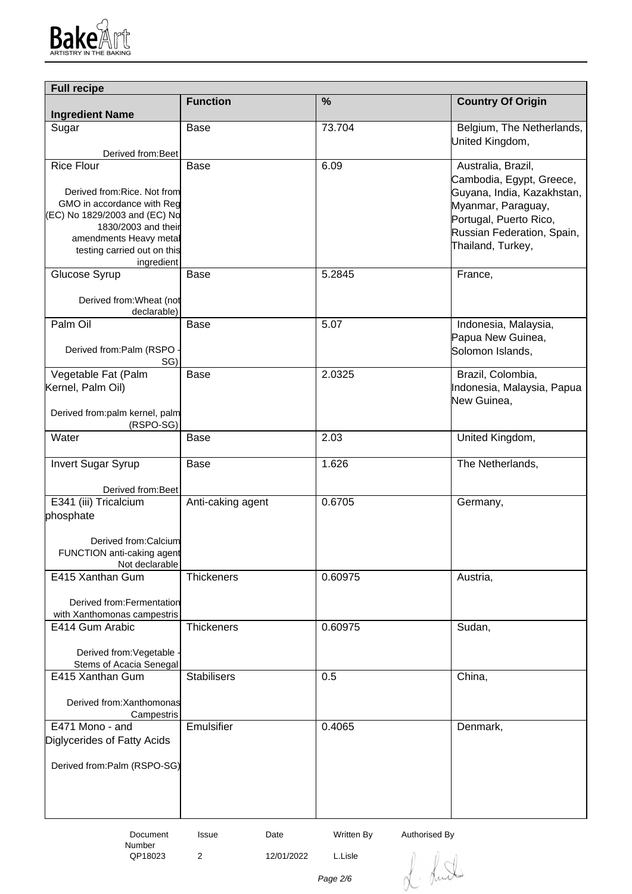| Full recipe | | | |
|---|---|---|---|
| **Ingredient Name** | **Function** | **%** | **Country Of Origin** |
| Sugar<br><br>Derived from:Beet | Base | 73.704 | Belgium, The Netherlands, United Kingdom, |
| Rice Flour<br><br>Derived from:Rice. Not from GMO in accordance with Reg (EC) No 1829/2003 and (EC) No 1830/2003 and their amendments Heavy metal testing carried out on this ingredient | Base | 6.09 | Australia, Brazil, Cambodia, Egypt, Greece, Guyana, India, Kazakhstan, Myanmar, Paraguay, Portugal, Puerto Rico, Russian Federation, Spain, Thailand, Turkey, |
| Glucose Syrup<br><br>Derived from:Wheat (not declarable) | Base | 5.2845 | France, |
| Palm Oil<br><br>Derived from:Palm (RSPO - SG) | Base | 5.07 | Indonesia, Malaysia, Papua New Guinea, Solomon Islands, |
| Vegetable Fat (Palm Kernel, Palm Oil)<br><br>Derived from:palm kernel, palm (RSPO-SG) | Base | 2.0325 | Brazil, Colombia, Indonesia, Malaysia, Papua New Guinea, |
| Water | Base | 2.03 | United Kingdom, |
| Invert Sugar Syrup<br><br>Derived from:Beet | Base | 1.626 | The Netherlands, |
| E341 (iii) Tricalcium phosphate<br><br>Derived from:Calcium FUNCTION anti-caking agent Not declarable | Anti-caking agent | 0.6705 | Germany, |
| E415 Xanthan Gum<br><br>Derived from:Fermentation with Xanthomonas campestris | Thickeners | 0.60975 | Austria, |
| E414 Gum Arabic<br><br>Derived from:Vegetable - Stems of Acacia Senegal | Thickeners | 0.60975 | Sudan, |
| E415 Xanthan Gum<br><br>Derived from:Xanthomonas Campestris | Stabilisers | 0.5 | China, |
| E471 Mono - and Diglycerides of Fatty Acids<br><br>Derived from:Palm (RSPO-SG) | Emulsifier | 0.4065 | Denmark, |

| Document Number | Issue | Date | Written By | Authorised By |
|---|---|---|---|---|
| QP18023 | 2 | 12/01/2022 | L.Lisle | |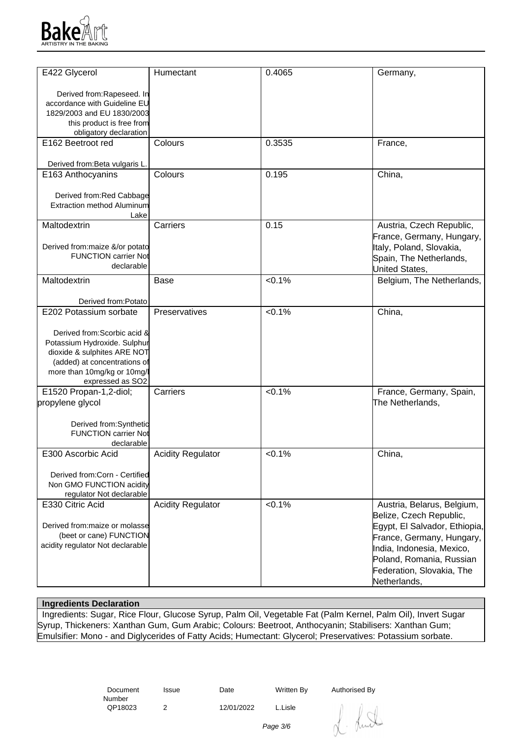| | | | |
|---|---|---|---|
| E422 Glycerol<br><br>Derived from:Rapeseed. In accordance with Guideline EU 1829/2003 and EU 1830/2003 this product is free from obligatory declaration | Humectant | 0.4065 | Germany, |
| E162 Beetroot red<br><br>Derived from:Beta vulgaris L. | Colours | 0.3535 | France, |
| E163 Anthocyanins<br><br>Derived from:Red Cabbage Extraction method Aluminum Lake | Colours | 0.195 | China, |
| Maltodextrin<br><br>Derived from:maize &/or potato FUNCTION carrier Not declarable | Carriers | 0.15 | Austria, Czech Republic, France, Germany, Hungary, Italy, Poland, Slovakia, Spain, The Netherlands, United States, |
| Maltodextrin<br><br>Derived from:Potato | Base | <0.1% | Belgium, The Netherlands, |
| E202 Potassium sorbate<br><br>Derived from:Scorbic acid & Potassium Hydroxide. Sulphur dioxide & sulphites ARE NOT (added) at concentrations of more than 10mg/kg or 10mg/l expressed as SO2 | Preservatives | <0.1% | China, |
| E1520 Propan-1,2-diol; propylene glycol<br><br>Derived from:Synthetic FUNCTION carrier Not declarable | Carriers | <0.1% | France, Germany, Spain, The Netherlands, |
| E300 Ascorbic Acid<br><br>Derived from:Corn - Certified Non GMO FUNCTION acidity regulator Not declarable | Acidity Regulator | <0.1% | China, |
| E330 Citric Acid<br><br>Derived from:maize or molasse (beet or cane) FUNCTION acidity regulator Not declarable | Acidity Regulator | <0.1% | Austria, Belarus, Belgium, Belize, Czech Republic, Egypt, El Salvador, Ethiopia, France, Germany, Hungary, India, Indonesia, Mexico, Poland, Romania, Russian Federation, Slovakia, The Netherlands, |

**Ingredients Declaration**

Ingredients: Sugar, Rice Flour, Glucose Syrup, Palm Oil, Vegetable Fat (Palm Kernel, Palm Oil), Invert Sugar Syrup, Thickeners: Xanthan Gum, Gum Arabic; Colours: Beetroot, Anthocyanin; Stabilisers: Xanthan Gum; Emulsifier: Mono - and Diglycerides of Fatty Acids; Humectant: Glycerol; Preservatives: Potassium sorbate.

| Document Number | Issue | Date | Written By | Authorised By |
|---|---|---|---|---|
| QP18023 | 2 | 12/01/2022 | L.Lisle | |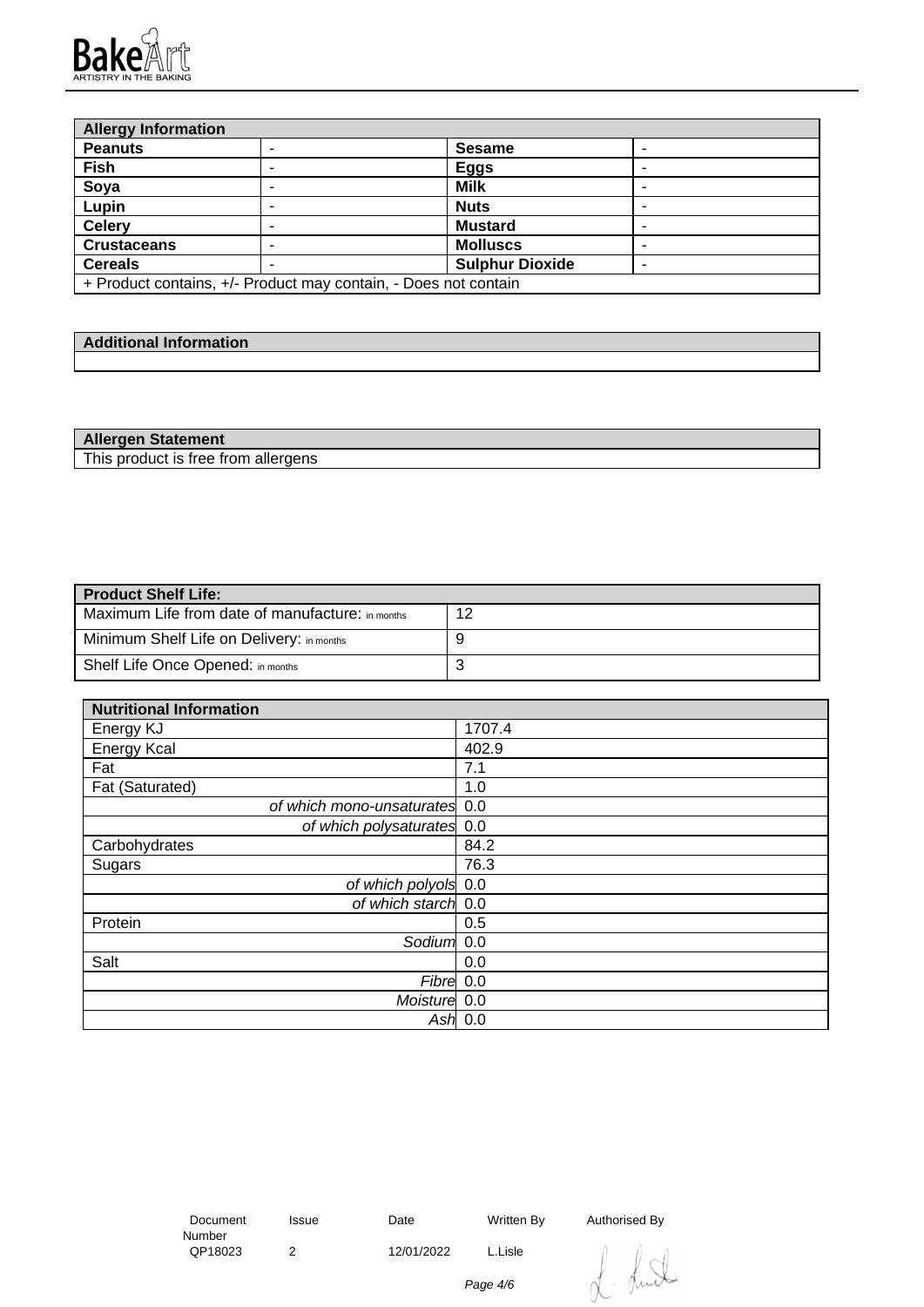**BakeArt**
ARTISTRY IN THE BAKING

| Allergy Information | | | |
|---|---|---|---|
| **Peanuts** | - | **Sesame** | - |
| **Fish** | - | **Eggs** | - |
| **Soya** | - | **Milk** | - |
| **Lupin** | - | **Nuts** | - |
| **Celery** | - | **Mustard** | - |
| **Crustaceans** | - | **Molluscs** | - |
| **Cereals** | - | **Sulphur Dioxide** | - |
| + Product contains, +/- Product may contain, - Does not contain | | | |

| Additional Information |
|---|
| |

| Allergen Statement |
|---|
| This product is free from allergens |

| Product Shelf Life: | |
|---|---|
| Maximum Life from date of manufacture: in months | 12 |
| Minimum Shelf Life on Delivery: in months | 9 |
| Shelf Life Once Opened: in months | 3 |

| Nutritional Information | |
|---|---|
| Energy KJ | 1707.4 |
| Energy Kcal | 402.9 |
| Fat | 7.1 |
| Fat (Saturated) | 1.0 |
| *of which mono-unsaturates* | 0.0 |
| *of which polysaturates* | 0.0 |
| Carbohydrates | 84.2 |
| Sugars | 76.3 |
| *of which polyols* | 0.0 |
| *of which starch* | 0.0 |
| Protein | 0.5 |
| *Sodium* | 0.0 |
| Salt | 0.0 |
| *Fibre* | 0.0 |
| *Moisture* | 0.0 |
| *Ash* | 0.0 |

| Document Number | Issue | Date | Written By | Authorised By |
|---|---|---|---|---|
| QP18023 | 2 | 12/01/2022 | L.Lisle | |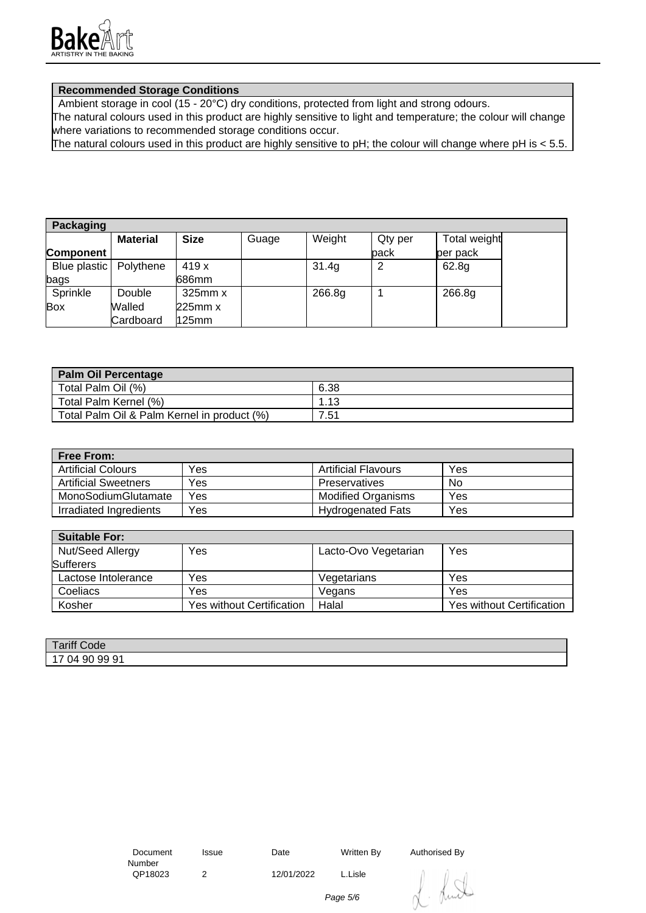## Recommended Storage Conditions

Ambient storage in cool (15 - 20°C) dry conditions, protected from light and strong odours.
The natural colours used in this product are highly sensitive to light and temperature; the colour will change where variations to recommended storage conditions occur.
The natural colours used in this product are highly sensitive to pH; the colour will change where pH is < 5.5.

## Packaging

| Component | Material | Size | Guage | Weight | Qty per pack | Total weight per pack | |
|---|---|---|---|---|---|---|---|
| Blue plastic bags | Polythene | 419 x 686mm | | 31.4g | 2 | 62.8g | |
| Sprinkle Box | Double Walled Cardboard | 325mm x 225mm x 125mm | | 266.8g | 1 | 266.8g | |

## Palm Oil Percentage

| | |
|---|---|
| Total Palm Oil (%) | 6.38 |
| Total Palm Kernel (%) | 1.13 |
| Total Palm Oil & Palm Kernel in product (%) | 7.51 |

## Free From:

| | | | |
|---|---|---|---|
| Artificial Colours | Yes | Artificial Flavours | Yes |
| Artificial Sweetners | Yes | Preservatives | No |
| MonoSodiumGlutamate | Yes | Modified Organisms | Yes |
| Irradiated Ingredients | Yes | Hydrogenated Fats | Yes |

## Suitable For:

| | | | |
|---|---|---|---|
| Nut/Seed Allergy Sufferers | Yes | Lacto-Ovo Vegetarian | Yes |
| Lactose Intolerance | Yes | Vegetarians | Yes |
| Coeliacs | Yes | Vegans | Yes |
| Kosher | Yes without Certification | Halal | Yes without Certification |

| Tariff Code |
|---|
| 17 04 90 99 91 |

| Document Number | Issue | Date | Written By | Authorised By |
|---|---|---|---|---|
| QP18023 | 2 | 12/01/2022 | L.Lisle | |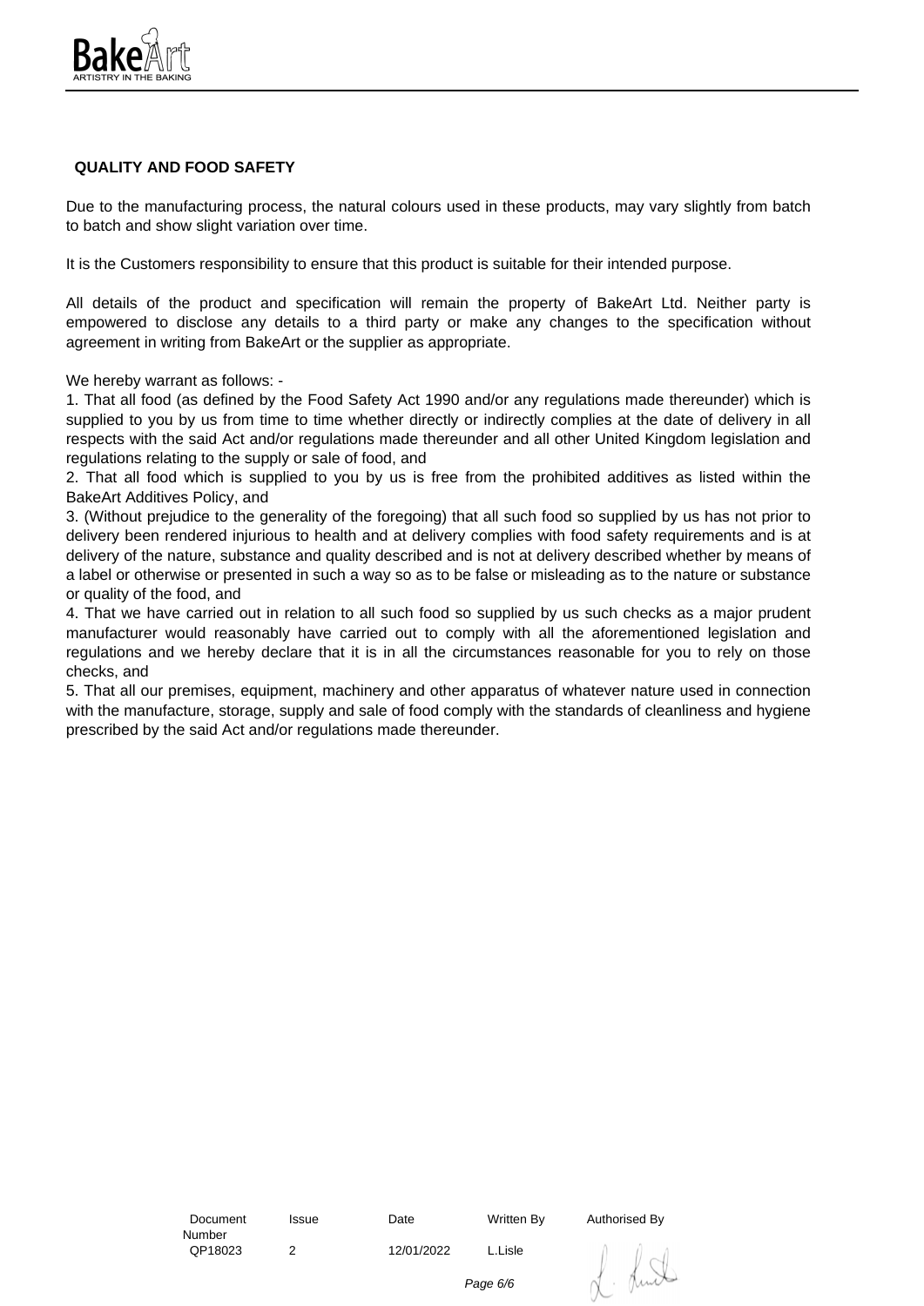## QUALITY AND FOOD SAFETY

Due to the manufacturing process, the natural colours used in these products, may vary slightly from batch to batch and show slight variation over time.

It is the Customers responsibility to ensure that this product is suitable for their intended purpose.

All details of the product and specification will remain the property of BakeArt Ltd. Neither party is empowered to disclose any details to a third party or make any changes to the specification without agreement in writing from BakeArt or the supplier as appropriate.

We hereby warrant as follows: -

1. That all food (as defined by the Food Safety Act 1990 and/or any regulations made thereunder) which is supplied to you by us from time to time whether directly or indirectly complies at the date of delivery in all respects with the said Act and/or regulations made thereunder and all other United Kingdom legislation and regulations relating to the supply or sale of food, and
2. That all food which is supplied to you by us is free from the prohibited additives as listed within the BakeArt Additives Policy, and
3. (Without prejudice to the generality of the foregoing) that all such food so supplied by us has not prior to delivery been rendered injurious to health and at delivery complies with food safety requirements and is at delivery of the nature, substance and quality described and is not at delivery described whether by means of a label or otherwise or presented in such a way so as to be false or misleading as to the nature or substance or quality of the food, and
4. That we have carried out in relation to all such food so supplied by us such checks as a major prudent manufacturer would reasonably have carried out to comply with all the aforementioned legislation and regulations and we hereby declare that it is in all the circumstances reasonable for you to rely on those checks, and
5. That all our premises, equipment, machinery and other apparatus of whatever nature used in connection with the manufacture, storage, supply and sale of food comply with the standards of cleanliness and hygiene prescribed by the said Act and/or regulations made thereunder.

| Document Number | Issue | Date | Written By | Authorised By |
| --- | --- | --- | --- | --- |
| QP18023 | 2 | 12/01/2022 | L.Lisle | |